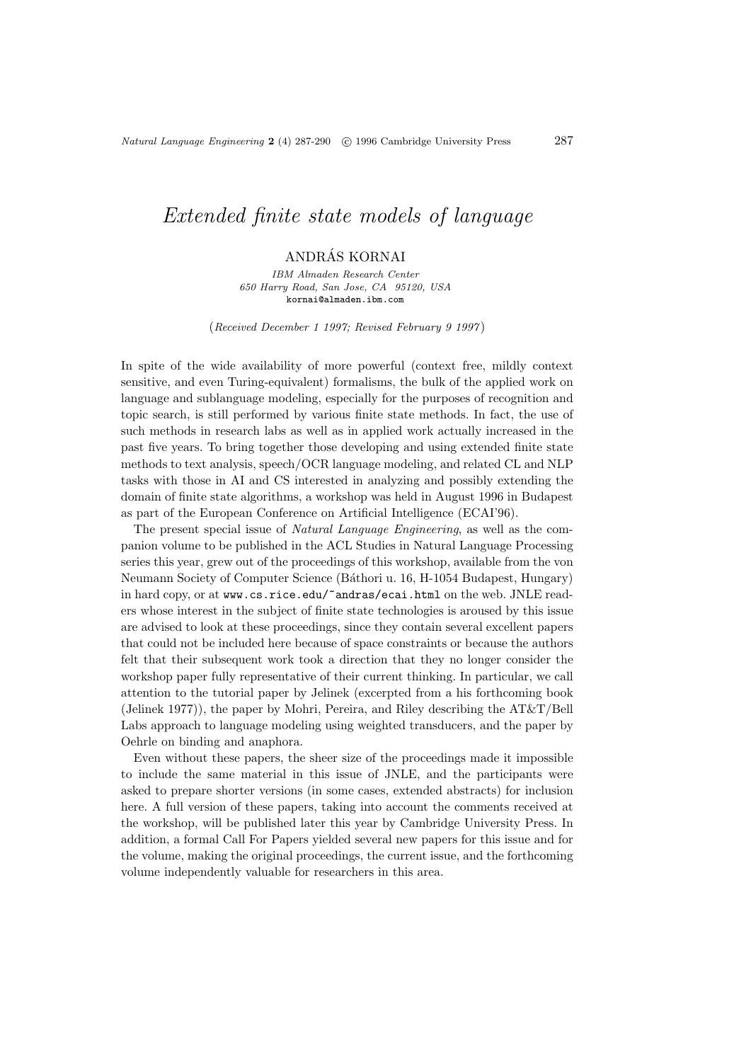# *Extended finite state models of language*

ANDRÁS KORNAI

*IBM Almaden Research Center*
*650 Harry Road, San Jose, CA 95120, USA*
kornai@almaden.ibm.com

(*Received December 1 1997; Revised February 9 1997*)

In spite of the wide availability of more powerful (context free, mildly context sensitive, and even Turing-equivalent) formalisms, the bulk of the applied work on language and sublanguage modeling, especially for the purposes of recognition and topic search, is still performed by various finite state methods. In fact, the use of such methods in research labs as well as in applied work actually increased in the past five years. To bring together those developing and using extended finite state methods to text analysis, speech/OCR language modeling, and related CL and NLP tasks with those in AI and CS interested in analyzing and possibly extending the domain of finite state algorithms, a workshop was held in August 1996 in Budapest as part of the European Conference on Artificial Intelligence (ECAI'96).

The present special issue of *Natural Language Engineering*, as well as the companion volume to be published in the ACL Studies in Natural Language Processing series this year, grew out of the proceedings of this workshop, available from the von Neumann Society of Computer Science (Báthori u. 16, H-1054 Budapest, Hungary) in hard copy, or at `www.cs.rice.edu/~andras/ecai.html` on the web. JNLE readers whose interest in the subject of finite state technologies is aroused by this issue are advised to look at these proceedings, since they contain several excellent papers that could not be included here because of space constraints or because the authors felt that their subsequent work took a direction that they no longer consider the workshop paper fully representative of their current thinking. In particular, we call attention to the tutorial paper by Jelinek (excerpted from a his forthcoming book (Jelinek 1977)), the paper by Mohri, Pereira, and Riley describing the AT&T/Bell Labs approach to language modeling using weighted transducers, and the paper by Oehrle on binding and anaphora.

Even without these papers, the sheer size of the proceedings made it impossible to include the same material in this issue of JNLE, and the participants were asked to prepare shorter versions (in some cases, extended abstracts) for inclusion here. A full version of these papers, taking into account the comments received at the workshop, will be published later this year by Cambridge University Press. In addition, a formal Call For Papers yielded several new papers for this issue and for the volume, making the original proceedings, the current issue, and the forthcoming volume independently valuable for researchers in this area.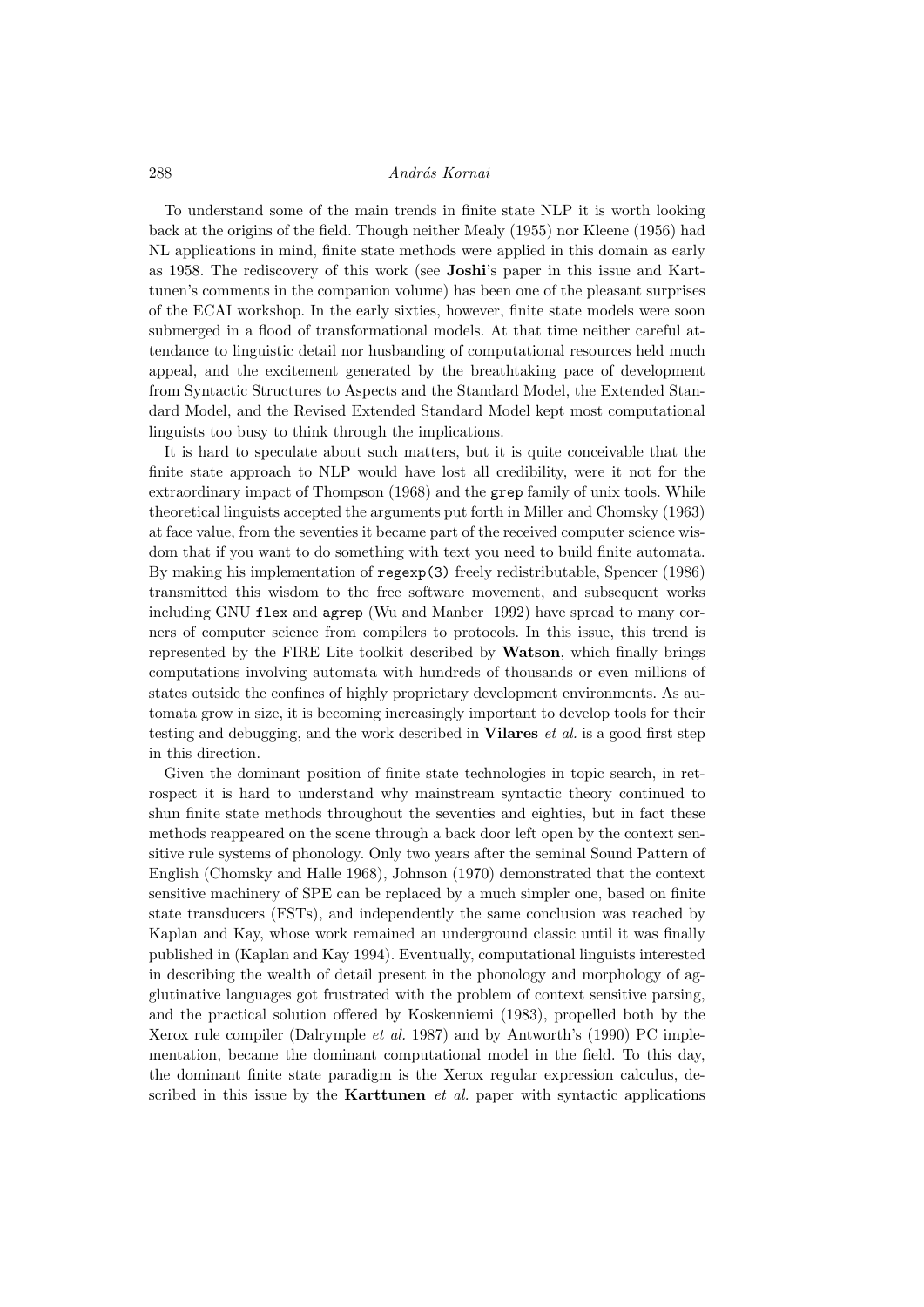To understand some of the main trends in finite state NLP it is worth looking back at the origins of the field. Though neither Mealy (1955) nor Kleene (1956) had NL applications in mind, finite state methods were applied in this domain as early as 1958. The rediscovery of this work (see **Joshi**'s paper in this issue and Karttunen's comments in the companion volume) has been one of the pleasant surprises of the ECAI workshop. In the early sixties, however, finite state models were soon submerged in a flood of transformational models. At that time neither careful attendance to linguistic detail nor husbanding of computational resources held much appeal, and the excitement generated by the breathtaking pace of development from Syntactic Structures to Aspects and the Standard Model, the Extended Standard Model, and the Revised Extended Standard Model kept most computational linguists too busy to think through the implications.

It is hard to speculate about such matters, but it is quite conceivable that the finite state approach to NLP would have lost all credibility, were it not for the extraordinary impact of Thompson (1968) and the `grep` family of unix tools. While theoretical linguists accepted the arguments put forth in Miller and Chomsky (1963) at face value, from the seventies it became part of the received computer science wisdom that if you want to do something with text you need to build finite automata. By making his implementation of `regexp(3)` freely redistributable, Spencer (1986) transmitted this wisdom to the free software movement, and subsequent works including GNU `flex` and `agrep` (Wu and Manber 1992) have spread to many corners of computer science from compilers to protocols. In this issue, this trend is represented by the FIRE Lite toolkit described by **Watson**, which finally brings computations involving automata with hundreds of thousands or even millions of states outside the confines of highly proprietary development environments. As automata grow in size, it is becoming increasingly important to develop tools for their testing and debugging, and the work described in **Vilares** *et al.* is a good first step in this direction.

Given the dominant position of finite state technologies in topic search, in retrospect it is hard to understand why mainstream syntactic theory continued to shun finite state methods throughout the seventies and eighties, but in fact these methods reappeared on the scene through a back door left open by the context sensitive rule systems of phonology. Only two years after the seminal Sound Pattern of English (Chomsky and Halle 1968), Johnson (1970) demonstrated that the context sensitive machinery of SPE can be replaced by a much simpler one, based on finite state transducers (FSTs), and independently the same conclusion was reached by Kaplan and Kay, whose work remained an underground classic until it was finally published in (Kaplan and Kay 1994). Eventually, computational linguists interested in describing the wealth of detail present in the phonology and morphology of agglutinative languages got frustrated with the problem of context sensitive parsing, and the practical solution offered by Koskenniemi (1983), propelled both by the Xerox rule compiler (Dalrymple *et al.* 1987) and by Antworth's (1990) PC implementation, became the dominant computational model in the field. To this day, the dominant finite state paradigm is the Xerox regular expression calculus, described in this issue by the **Karttunen** *et al.* paper with syntactic applications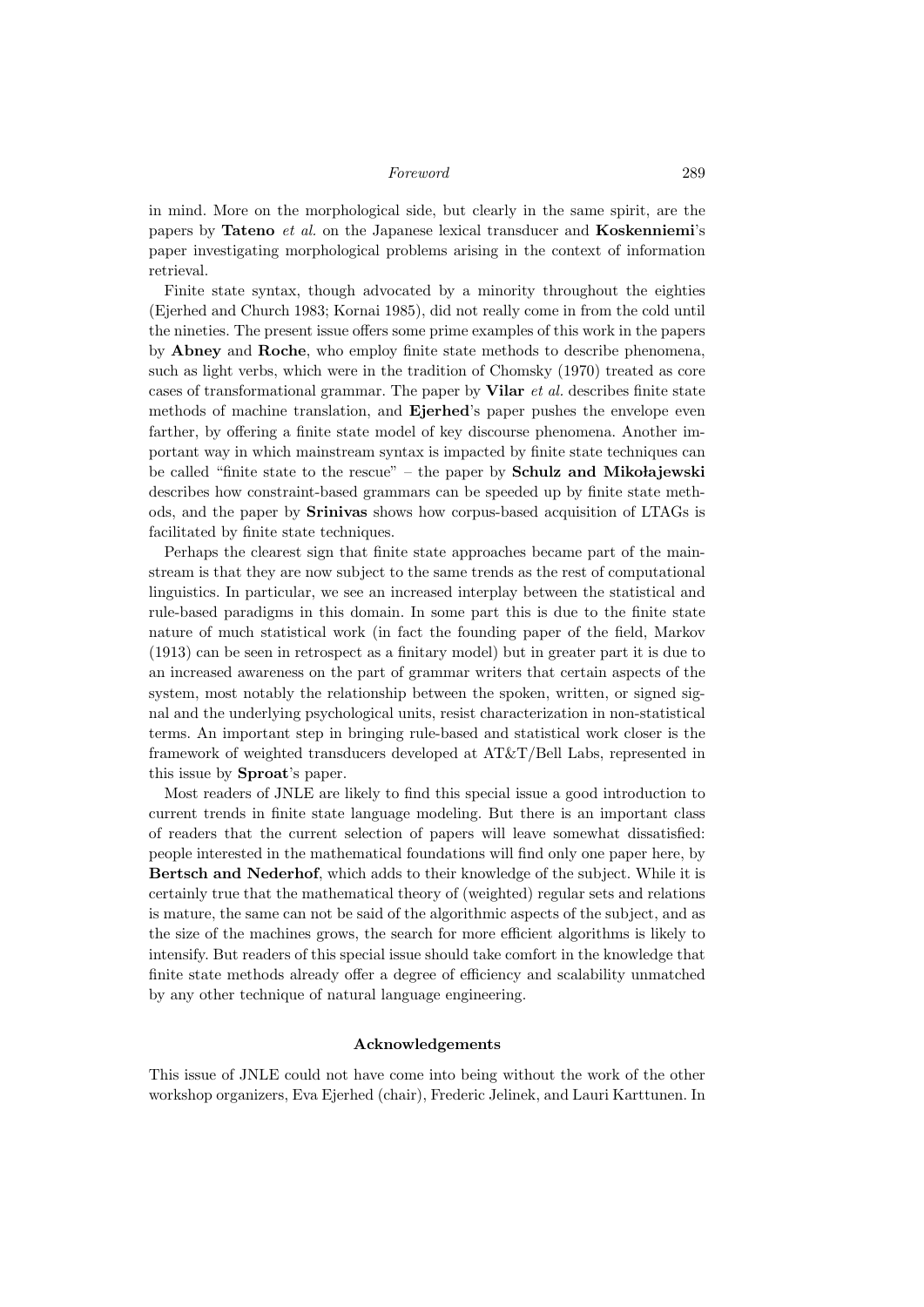in mind. More on the morphological side, but clearly in the same spirit, are the papers by **Tateno** *et al.* on the Japanese lexical transducer and **Koskenniemi**'s paper investigating morphological problems arising in the context of information retrieval.

Finite state syntax, though advocated by a minority throughout the eighties (Ejerhed and Church 1983; Kornai 1985), did not really come in from the cold until the nineties. The present issue offers some prime examples of this work in the papers by **Abney** and **Roche**, who employ finite state methods to describe phenomena, such as light verbs, which were in the tradition of Chomsky (1970) treated as core cases of transformational grammar. The paper by **Vilar** *et al.* describes finite state methods of machine translation, and **Ejerhed**'s paper pushes the envelope even farther, by offering a finite state model of key discourse phenomena. Another important way in which mainstream syntax is impacted by finite state techniques can be called "finite state to the rescue" – the paper by **Schulz and Mikołajewski** describes how constraint-based grammars can be speeded up by finite state methods, and the paper by **Srinivas** shows how corpus-based acquisition of LTAGs is facilitated by finite state techniques.

Perhaps the clearest sign that finite state approaches became part of the mainstream is that they are now subject to the same trends as the rest of computational linguistics. In particular, we see an increased interplay between the statistical and rule-based paradigms in this domain. In some part this is due to the finite state nature of much statistical work (in fact the founding paper of the field, Markov (1913) can be seen in retrospect as a finitary model) but in greater part it is due to an increased awareness on the part of grammar writers that certain aspects of the system, most notably the relationship between the spoken, written, or signed signal and the underlying psychological units, resist characterization in non-statistical terms. An important step in bringing rule-based and statistical work closer is the framework of weighted transducers developed at AT&T/Bell Labs, represented in this issue by **Sproat**'s paper.

Most readers of JNLE are likely to find this special issue a good introduction to current trends in finite state language modeling. But there is an important class of readers that the current selection of papers will leave somewhat dissatisfied: people interested in the mathematical foundations will find only one paper here, by **Bertsch and Nederhof**, which adds to their knowledge of the subject. While it is certainly true that the mathematical theory of (weighted) regular sets and relations is mature, the same can not be said of the algorithmic aspects of the subject, and as the size of the machines grows, the search for more efficient algorithms is likely to intensify. But readers of this special issue should take comfort in the knowledge that finite state methods already offer a degree of efficiency and scalability unmatched by any other technique of natural language engineering.

### Acknowledgements

This issue of JNLE could not have come into being without the work of the other workshop organizers, Eva Ejerhed (chair), Frederic Jelinek, and Lauri Karttunen. In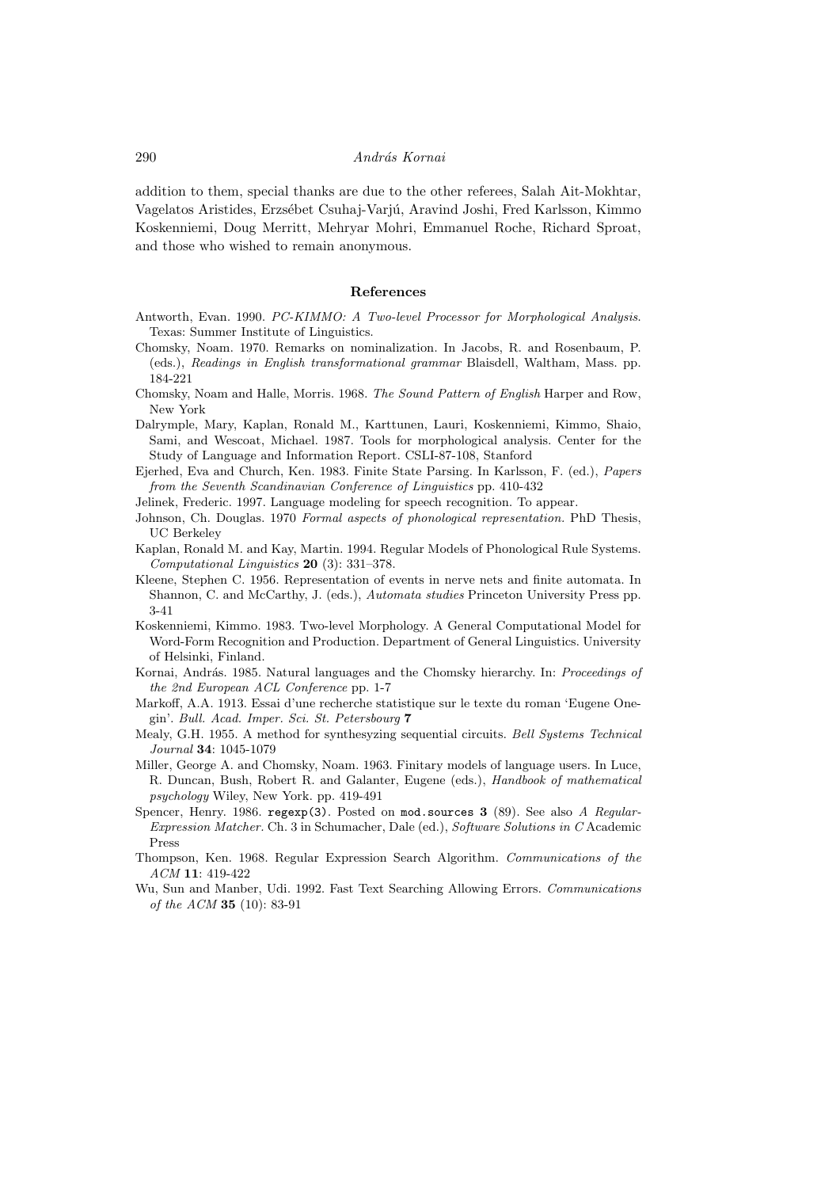addition to them, special thanks are due to the other referees, Salah Ait-Mokhtar, Vagelatos Aristides, Erzsébet Csuhaj-Varjú, Aravind Joshi, Fred Karlsson, Kimmo Koskenniemi, Doug Merritt, Mehryar Mohri, Emmanuel Roche, Richard Sproat, and those who wished to remain anonymous.

## References

Antworth, Evan. 1990. *PC-KIMMO: A Two-level Processor for Morphological Analysis.* Texas: Summer Institute of Linguistics.

Chomsky, Noam. 1970. Remarks on nominalization. In Jacobs, R. and Rosenbaum, P. (eds.), *Readings in English transformational grammar* Blaisdell, Waltham, Mass. pp. 184-221

Chomsky, Noam and Halle, Morris. 1968. *The Sound Pattern of English* Harper and Row, New York

Dalrymple, Mary, Kaplan, Ronald M., Karttunen, Lauri, Koskenniemi, Kimmo, Shaio, Sami, and Wescoat, Michael. 1987. Tools for morphological analysis. Center for the Study of Language and Information Report. CSLI-87-108, Stanford

Ejerhed, Eva and Church, Ken. 1983. Finite State Parsing. In Karlsson, F. (ed.), *Papers from the Seventh Scandinavian Conference of Linguistics* pp. 410-432

Jelinek, Frederic. 1997. Language modeling for speech recognition. To appear.

Johnson, Ch. Douglas. 1970 *Formal aspects of phonological representation.* PhD Thesis, UC Berkeley

Kaplan, Ronald M. and Kay, Martin. 1994. Regular Models of Phonological Rule Systems. *Computational Linguistics* **20** (3): 331–378.

Kleene, Stephen C. 1956. Representation of events in nerve nets and finite automata. In Shannon, C. and McCarthy, J. (eds.), *Automata studies* Princeton University Press pp. 3-41

Koskenniemi, Kimmo. 1983. Two-level Morphology. A General Computational Model for Word-Form Recognition and Production. Department of General Linguistics. University of Helsinki, Finland.

Kornai, András. 1985. Natural languages and the Chomsky hierarchy. In: *Proceedings of the 2nd European ACL Conference* pp. 1-7

Markoff, A.A. 1913. Essai d'une recherche statistique sur le texte du roman 'Eugene Onegin'. *Bull. Acad. Imper. Sci. St. Petersbourg* **7**

Mealy, G.H. 1955. A method for synthesyzing sequential circuits. *Bell Systems Technical Journal* **34**: 1045-1079

Miller, George A. and Chomsky, Noam. 1963. Finitary models of language users. In Luce, R. Duncan, Bush, Robert R. and Galanter, Eugene (eds.), *Handbook of mathematical psychology* Wiley, New York. pp. 419-491

Spencer, Henry. 1986. `regexp(3)`. Posted on `mod.sources` **3** (89). See also *A Regular-Expression Matcher.* Ch. 3 in Schumacher, Dale (ed.), *Software Solutions in C* Academic Press

Thompson, Ken. 1968. Regular Expression Search Algorithm. *Communications of the ACM* **11**: 419-422

Wu, Sun and Manber, Udi. 1992. Fast Text Searching Allowing Errors. *Communications of the ACM* **35** (10): 83-91